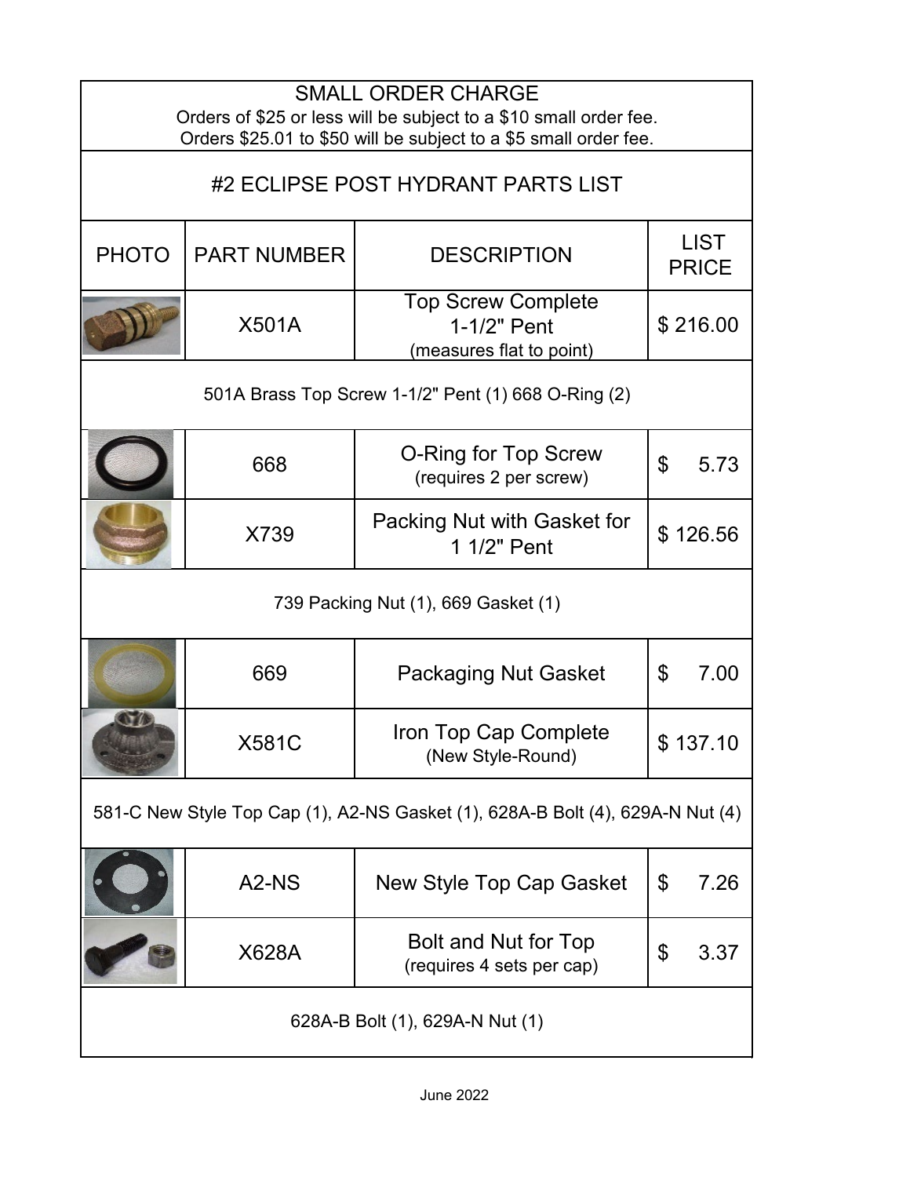SMALL ORDER CHARGE

Orders of $25 or less will be subject to a $10 small order fee.
Orders $25.01 to $50 will be subject to a $5 small order fee.

# #2 ECLIPSE POST HYDRANT PARTS LIST

| PHOTO | PART NUMBER | DESCRIPTION | LIST PRICE |
|---|---|---|---|
| | X501A | Top Screw Complete 1-1/2" Pent (measures flat to point) | $ 216.00 |
| 501A Brass Top Screw 1-1/2" Pent (1) 668 O-Ring (2) | | | |
| | 668 | O-Ring for Top Screw (requires 2 per screw) | $ 5.73 |
| | X739 | Packing Nut with Gasket for 1 1/2" Pent | $ 126.56 |
| 739 Packing Nut (1), 669 Gasket (1) | | | |
| | 669 | Packaging Nut Gasket | $ 7.00 |
| | X581C | Iron Top Cap Complete (New Style-Round) | $ 137.10 |
| 581-C New Style Top Cap (1), A2-NS Gasket (1), 628A-B Bolt (4), 629A-N Nut (4) | | | |
| | A2-NS | New Style Top Cap Gasket | $ 7.26 |
| | X628A | Bolt and Nut for Top (requires 4 sets per cap) | $ 3.37 |
| 628A-B Bolt (1), 629A-N Nut (1) | | | |

June 2022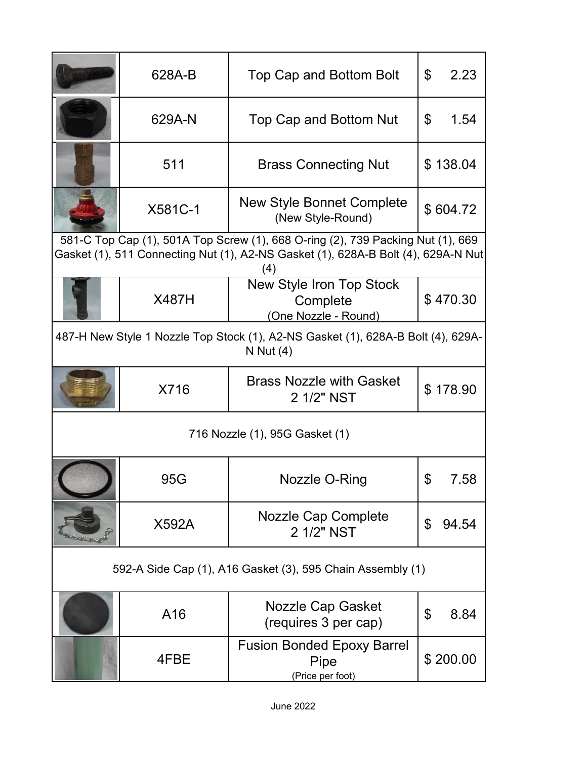| | Part No. | Description | Price |
|---|---|---|---|
| | 628A-B | Top Cap and Bottom Bolt | $ 2.23 |
| | 629A-N | Top Cap and Bottom Nut | $ 1.54 |
| | 511 | Brass Connecting Nut | $ 138.04 |
| | X581C-1 | New Style Bonnet Complete (New Style-Round) | $ 604.72 |
| 581-C Top Cap (1), 501A Top Screw (1), 668 O-ring (2), 739 Packing Nut (1), 669 Gasket (1), 511 Connecting Nut (1), A2-NS Gasket (1), 628A-B Bolt (4), 629A-N Nut (4) | | | |
| | X487H | New Style Iron Top Stock Complete (One Nozzle - Round) | $ 470.30 |
| 487-H New Style 1 Nozzle Top Stock (1), A2-NS Gasket (1), 628A-B Bolt (4), 629A-N Nut (4) | | | |
| | X716 | Brass Nozzle with Gasket 2 1/2" NST | $ 178.90 |
| 716 Nozzle (1), 95G Gasket (1) | | | |
| | 95G | Nozzle O-Ring | $ 7.58 |
| | X592A | Nozzle Cap Complete 2 1/2" NST | $ 94.54 |
| 592-A Side Cap (1), A16 Gasket (3), 595 Chain Assembly (1) | | | |
| | A16 | Nozzle Cap Gasket (requires 3 per cap) | $ 8.84 |
| | 4FBE | Fusion Bonded Epoxy Barrel Pipe (Price per foot) | $ 200.00 |

June 2022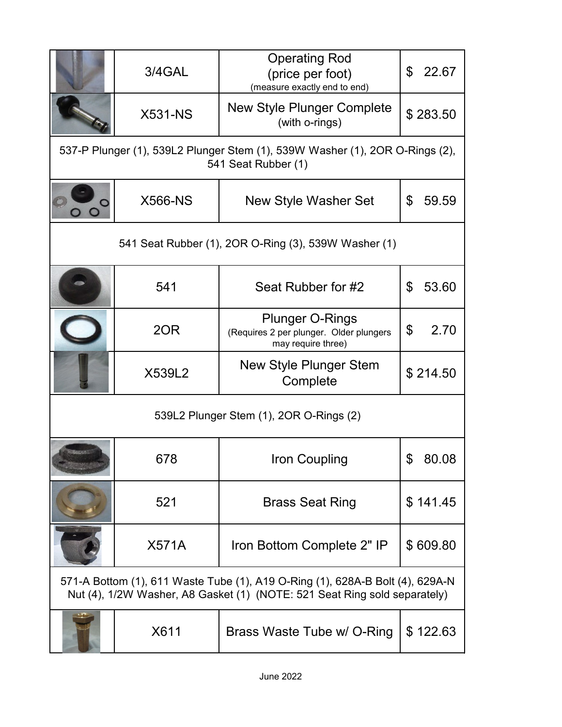| | Part # | Description | Price |
|---|---|---|---|
| | 3/4GAL | Operating Rod (price per foot) (measure exactly end to end) | $ 22.67 |
| | X531-NS | New Style Plunger Complete (with o-rings) | $ 283.50 |
| 537-P Plunger (1), 539L2 Plunger Stem (1), 539W Washer (1), 2OR O-Rings (2), 541 Seat Rubber (1) | | | |
| | X566-NS | New Style Washer Set | $ 59.59 |
| 541 Seat Rubber (1), 2OR O-Ring (3), 539W Washer (1) | | | |
| | 541 | Seat Rubber for #2 | $ 53.60 |
| | 2OR | Plunger O-Rings (Requires 2 per plunger. Older plungers may require three) | $ 2.70 |
| | X539L2 | New Style Plunger Stem Complete | $ 214.50 |
| 539L2 Plunger Stem (1), 2OR O-Rings (2) | | | |
| | 678 | Iron Coupling | $ 80.08 |
| | 521 | Brass Seat Ring | $ 141.45 |
| | X571A | Iron Bottom Complete 2" IP | $ 609.80 |
| 571-A Bottom (1), 611 Waste Tube (1), A19 O-Ring (1), 628A-B Bolt (4), 629A-N Nut (4), 1/2W Washer, A8 Gasket (1) (NOTE: 521 Seat Ring sold separately) | | | |
| | X611 | Brass Waste Tube w/ O-Ring | $ 122.63 |

June 2022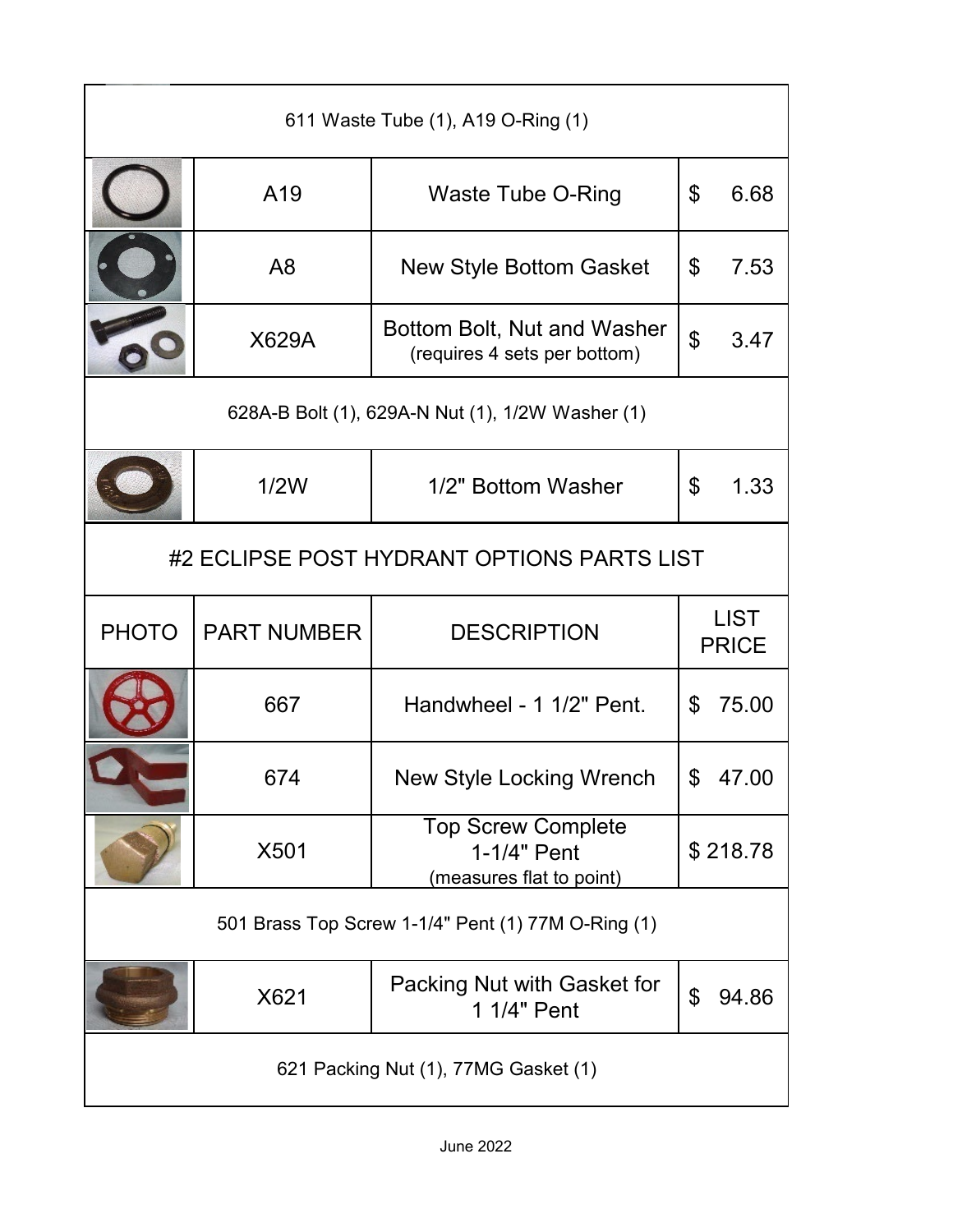| | | | |
|---|---|---|---|
| 611 Waste Tube (1), A19 O-Ring (1) | | | |
| | A19 | Waste Tube O-Ring | $ 6.68 |
| | A8 | New Style Bottom Gasket | $ 7.53 |
| | X629A | Bottom Bolt, Nut and Washer (requires 4 sets per bottom) | $ 3.47 |
| 628A-B Bolt (1), 629A-N Nut (1), 1/2W Washer (1) | | | |
| | 1/2W | 1/2" Bottom Washer | $ 1.33 |

## #2 ECLIPSE POST HYDRANT OPTIONS PARTS LIST

| PHOTO | PART NUMBER | DESCRIPTION | LIST PRICE |
|---|---|---|---|
| | 667 | Handwheel - 1 1/2" Pent. | $ 75.00 |
| | 674 | New Style Locking Wrench | $ 47.00 |
| | X501 | Top Screw Complete 1-1/4" Pent (measures flat to point) | $ 218.78 |
| 501 Brass Top Screw 1-1/4" Pent (1) 77M O-Ring (1) | | | |
| | X621 | Packing Nut with Gasket for 1 1/4" Pent | $ 94.86 |
| 621 Packing Nut (1), 77MG Gasket (1) | | | |

June 2022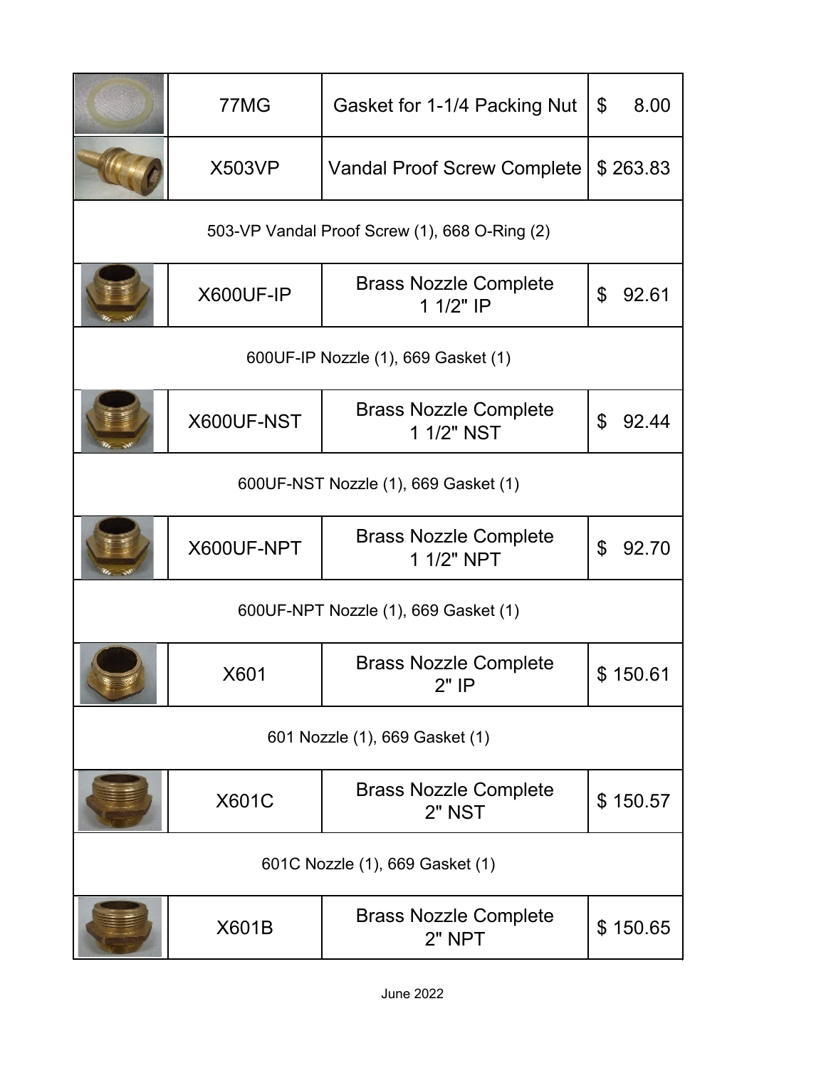| | | | |
|---|---|---|---|
| | 77MG | Gasket for 1-1/4 Packing Nut | $ 8.00 |
| | X503VP | Vandal Proof Screw Complete | $ 263.83 |
| 503-VP Vandal Proof Screw (1), 668 O-Ring (2) | | | |
| | X600UF-IP | Brass Nozzle Complete 1 1/2" IP | $ 92.61 |
| 600UF-IP Nozzle (1), 669 Gasket (1) | | | |
| | X600UF-NST | Brass Nozzle Complete 1 1/2" NST | $ 92.44 |
| 600UF-NST Nozzle (1), 669 Gasket (1) | | | |
| | X600UF-NPT | Brass Nozzle Complete 1 1/2" NPT | $ 92.70 |
| 600UF-NPT Nozzle (1), 669 Gasket (1) | | | |
| | X601 | Brass Nozzle Complete 2" IP | $ 150.61 |
| 601 Nozzle (1), 669 Gasket (1) | | | |
| | X601C | Brass Nozzle Complete 2" NST | $ 150.57 |
| 601C Nozzle (1), 669 Gasket (1) | | | |
| | X601B | Brass Nozzle Complete 2" NPT | $ 150.65 |

June 2022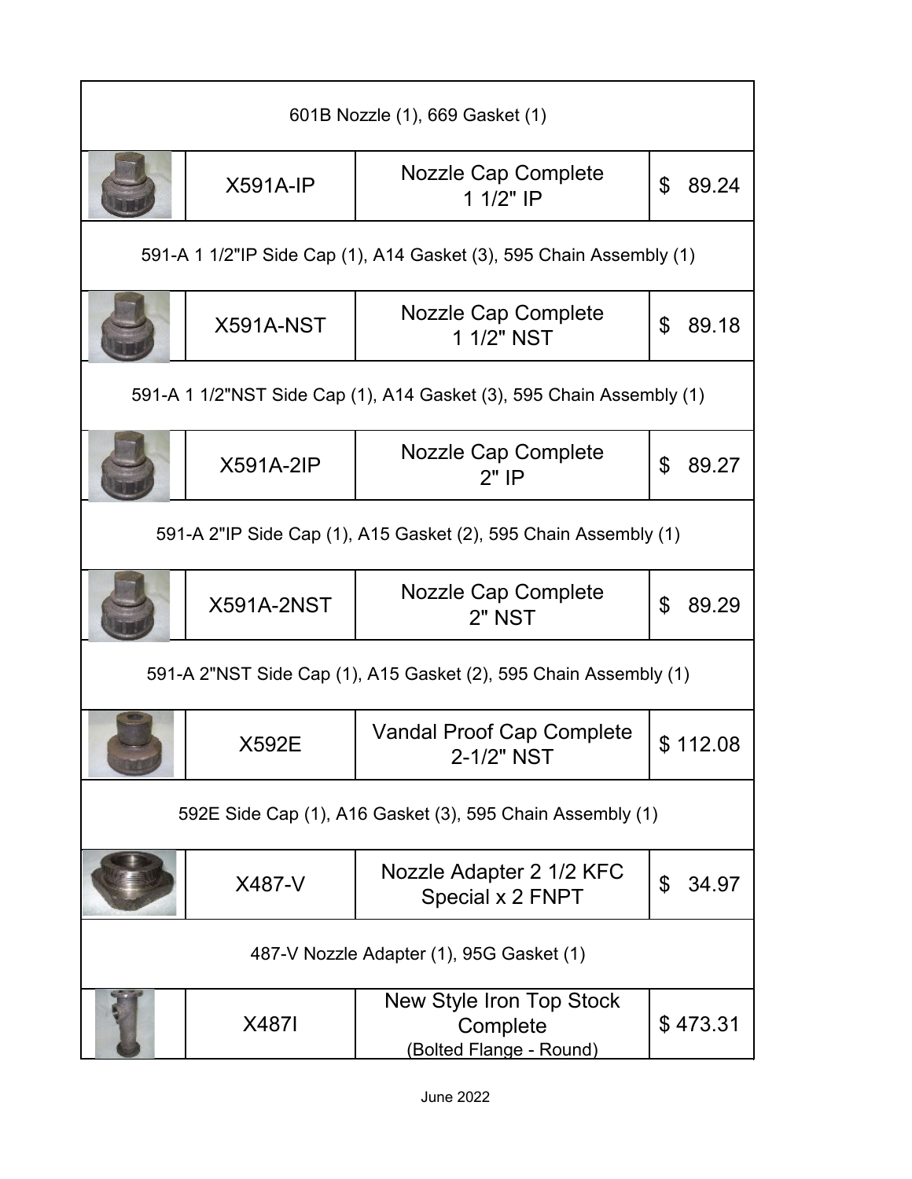| | Part No. | Description | Price |
|---|---|---|---|
| 601B Nozzle (1), 669 Gasket (1) | | | |
| | X591A-IP | Nozzle Cap Complete 1 1/2" IP | $ 89.24 |
| 591-A 1 1/2"IP Side Cap (1), A14 Gasket (3), 595 Chain Assembly (1) | | | |
| | X591A-NST | Nozzle Cap Complete 1 1/2" NST | $ 89.18 |
| 591-A 1 1/2"NST Side Cap (1), A14 Gasket (3), 595 Chain Assembly (1) | | | |
| | X591A-2IP | Nozzle Cap Complete 2" IP | $ 89.27 |
| 591-A 2"IP Side Cap (1), A15 Gasket (2), 595 Chain Assembly (1) | | | |
| | X591A-2NST | Nozzle Cap Complete 2" NST | $ 89.29 |
| 591-A 2"NST Side Cap (1), A15 Gasket (2), 595 Chain Assembly (1) | | | |
| | X592E | Vandal Proof Cap Complete 2-1/2" NST | $ 112.08 |
| 592E Side Cap (1), A16 Gasket (3), 595 Chain Assembly (1) | | | |
| | X487-V | Nozzle Adapter 2 1/2 KFC Special x 2 FNPT | $ 34.97 |
| 487-V Nozzle Adapter (1), 95G Gasket (1) | | | |
| | X487I | New Style Iron Top Stock Complete (Bolted Flange - Round) | $ 473.31 |

June 2022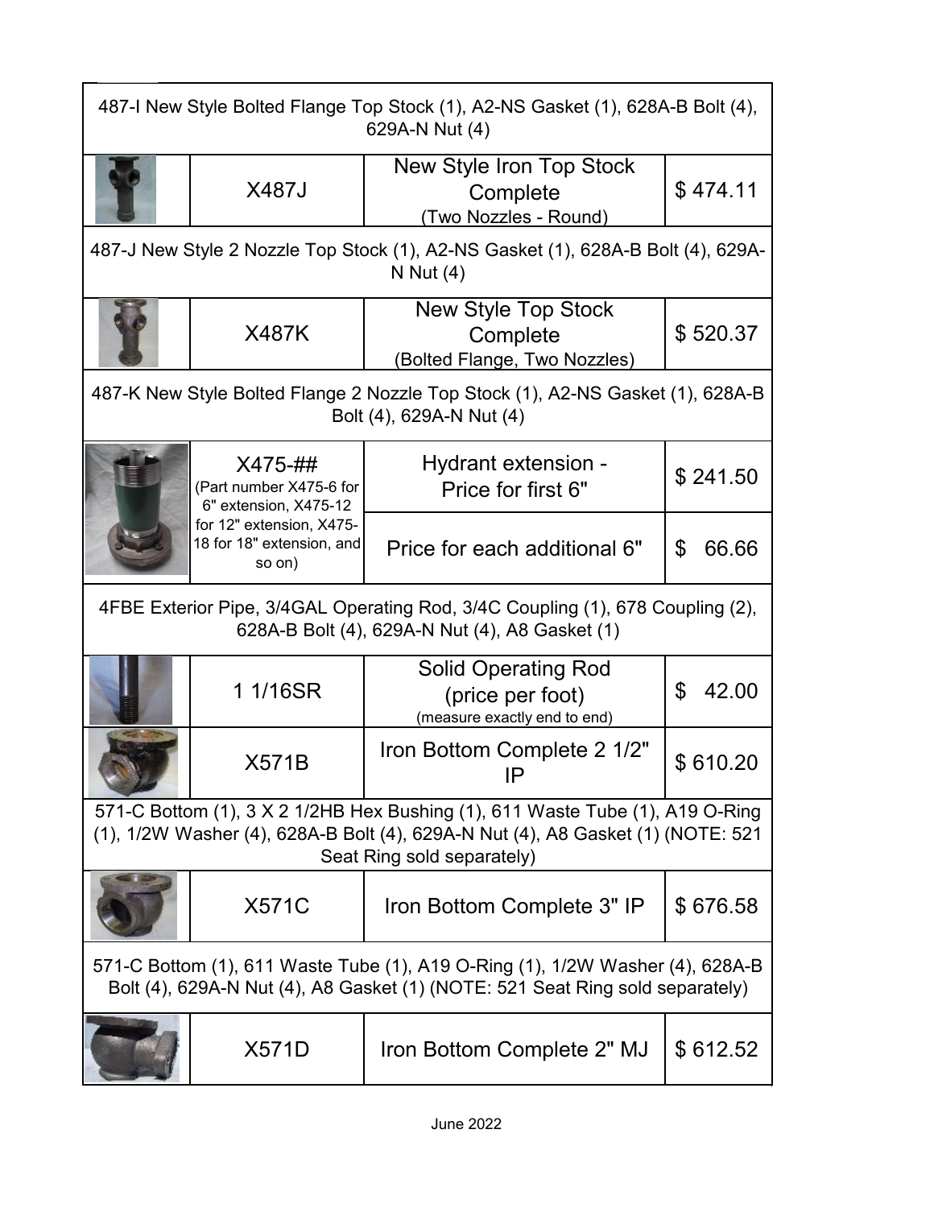| | Part Number | Description | Price |
|---|---|---|---|
| 487-I New Style Bolted Flange Top Stock (1), A2-NS Gasket (1), 628A-B Bolt (4), 629A-N Nut (4) | | | |
| | X487J | New Style Iron Top Stock Complete (Two Nozzles - Round) | $ 474.11 |
| 487-J New Style 2 Nozzle Top Stock (1), A2-NS Gasket (1), 628A-B Bolt (4), 629A-N Nut (4) | | | |
| | X487K | New Style Top Stock Complete (Bolted Flange, Two Nozzles) | $ 520.37 |
| 487-K New Style Bolted Flange 2 Nozzle Top Stock (1), A2-NS Gasket (1), 628A-B Bolt (4), 629A-N Nut (4) | | | |
| | X475-## (Part number X475-6 for 6" extension, X475-12 for 12" extension, X475-18 for 18" extension, and so on) | Hydrant extension - Price for first 6" | $ 241.50 |
| | | Price for each additional 6" | $ 66.66 |
| 4FBE Exterior Pipe, 3/4GAL Operating Rod, 3/4C Coupling (1), 678 Coupling (2), 628A-B Bolt (4), 629A-N Nut (4), A8 Gasket (1) | | | |
| | 1 1/16SR | Solid Operating Rod (price per foot) (measure exactly end to end) | $ 42.00 |
| | X571B | Iron Bottom Complete 2 1/2" IP | $ 610.20 |
| 571-C Bottom (1), 3 X 2 1/2HB Hex Bushing (1), 611 Waste Tube (1), A19 O-Ring (1), 1/2W Washer (4), 628A-B Bolt (4), 629A-N Nut (4), A8 Gasket (1) (NOTE: 521 Seat Ring sold separately) | | | |
| | X571C | Iron Bottom Complete 3" IP | $ 676.58 |
| 571-C Bottom (1), 611 Waste Tube (1), A19 O-Ring (1), 1/2W Washer (4), 628A-B Bolt (4), 629A-N Nut (4), A8 Gasket (1) (NOTE: 521 Seat Ring sold separately) | | | |
| | X571D | Iron Bottom Complete 2" MJ | $ 612.52 |

June 2022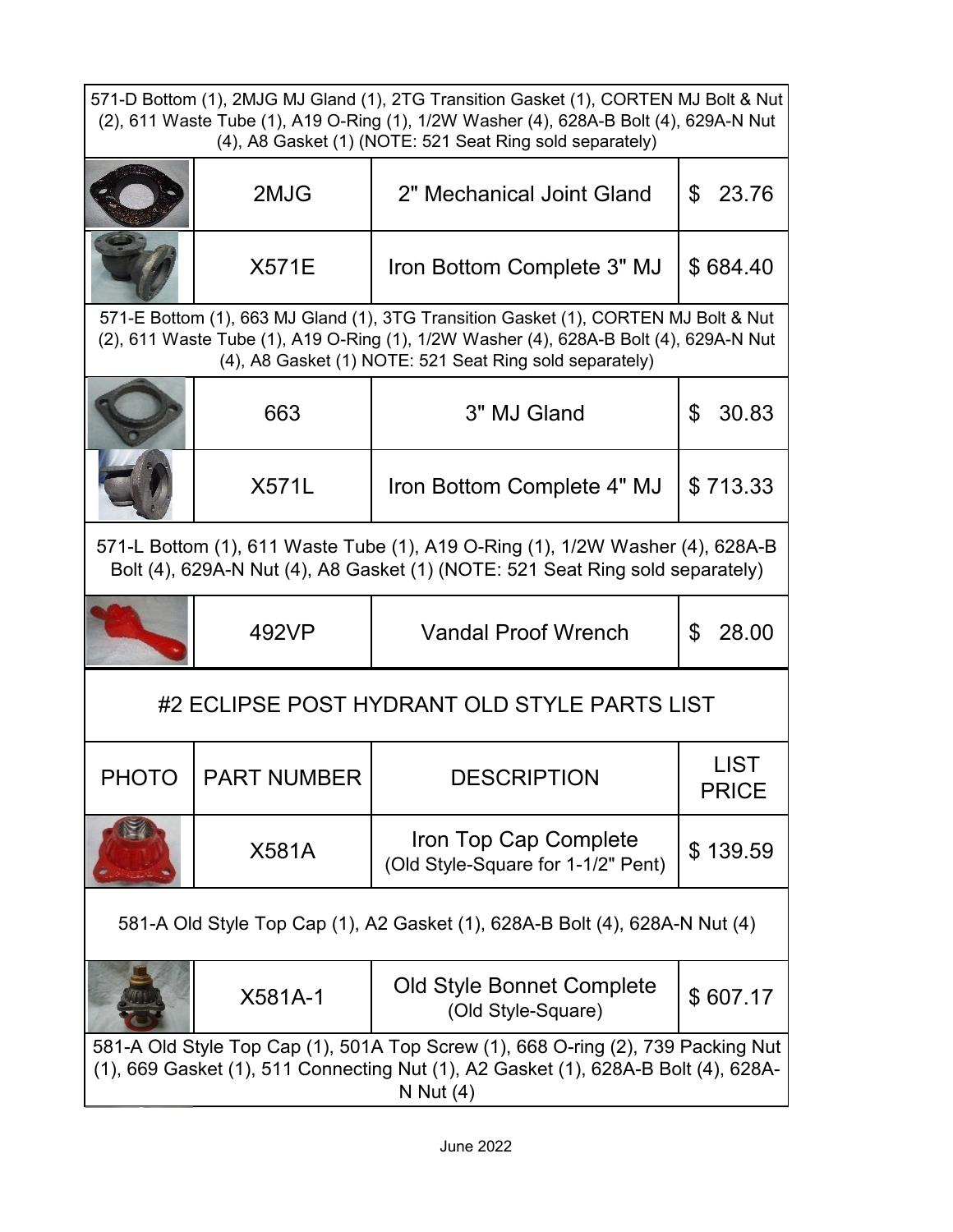| PHOTO | PART NUMBER | DESCRIPTION | LIST PRICE |
|---|---|---|---|
| 571-D Bottom (1), 2MJG MJ Gland (1), 2TG Transition Gasket (1), CORTEN MJ Bolt & Nut (2), 611 Waste Tube (1), A19 O-Ring (1), 1/2W Washer (4), 628A-B Bolt (4), 629A-N Nut (4), A8 Gasket (1) (NOTE: 521 Seat Ring sold separately) | | | |
| | 2MJG | 2" Mechanical Joint Gland | $ 23.76 |
| | X571E | Iron Bottom Complete 3" MJ | $ 684.40 |
| 571-E Bottom (1), 663 MJ Gland (1), 3TG Transition Gasket (1), CORTEN MJ Bolt & Nut (2), 611 Waste Tube (1), A19 O-Ring (1), 1/2W Washer (4), 628A-B Bolt (4), 629A-N Nut (4), A8 Gasket (1) NOTE: 521 Seat Ring sold separately) | | | |
| | 663 | 3" MJ Gland | $ 30.83 |
| | X571L | Iron Bottom Complete 4" MJ | $ 713.33 |
| 571-L Bottom (1), 611 Waste Tube (1), A19 O-Ring (1), 1/2W Washer (4), 628A-B Bolt (4), 629A-N Nut (4), A8 Gasket (1) (NOTE: 521 Seat Ring sold separately) | | | |
| | 492VP | Vandal Proof Wrench | $ 28.00 |

## #2 ECLIPSE POST HYDRANT OLD STYLE PARTS LIST

| PHOTO | PART NUMBER | DESCRIPTION | LIST PRICE |
|---|---|---|---|
| | X581A | Iron Top Cap Complete (Old Style-Square for 1-1/2" Pent) | $ 139.59 |
| 581-A Old Style Top Cap (1), A2 Gasket (1), 628A-B Bolt (4), 628A-N Nut (4) | | | |
| | X581A-1 | Old Style Bonnet Complete (Old Style-Square) | $ 607.17 |
| 581-A Old Style Top Cap (1), 501A Top Screw (1), 668 O-ring (2), 739 Packing Nut (1), 669 Gasket (1), 511 Connecting Nut (1), A2 Gasket (1), 628A-B Bolt (4), 628A-N Nut (4) | | | |

June 2022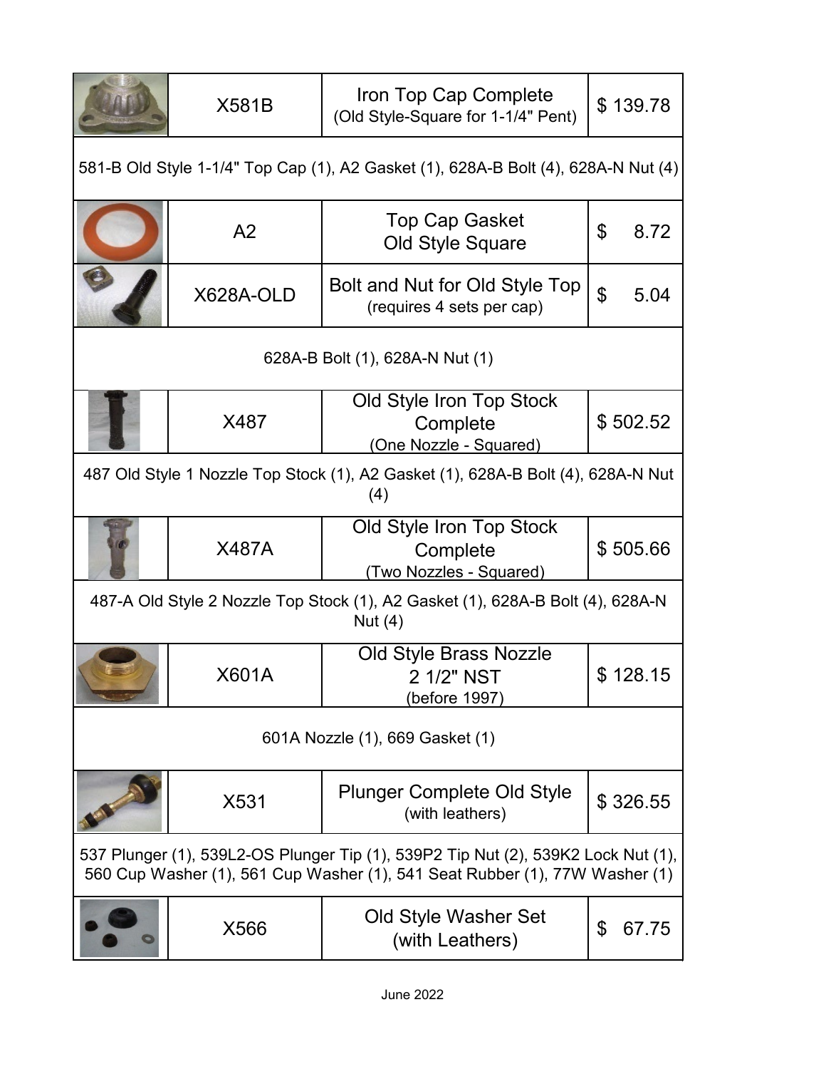| | Part No. | Description | Price |
|---|---|---|---|
| | X581B | Iron Top Cap Complete (Old Style-Square for 1-1/4" Pent) | $ 139.78 |
| 581-B Old Style 1-1/4" Top Cap (1), A2 Gasket (1), 628A-B Bolt (4), 628A-N Nut (4) | | | |
| | A2 | Top Cap Gasket Old Style Square | $ 8.72 |
| | X628A-OLD | Bolt and Nut for Old Style Top (requires 4 sets per cap) | $ 5.04 |
| 628A-B Bolt (1), 628A-N Nut (1) | | | |
| | X487 | Old Style Iron Top Stock Complete (One Nozzle - Squared) | $ 502.52 |
| 487 Old Style 1 Nozzle Top Stock (1), A2 Gasket (1), 628A-B Bolt (4), 628A-N Nut (4) | | | |
| | X487A | Old Style Iron Top Stock Complete (Two Nozzles - Squared) | $ 505.66 |
| 487-A Old Style 2 Nozzle Top Stock (1), A2 Gasket (1), 628A-B Bolt (4), 628A-N Nut (4) | | | |
| | X601A | Old Style Brass Nozzle 2 1/2" NST (before 1997) | $ 128.15 |
| 601A Nozzle (1), 669 Gasket (1) | | | |
| | X531 | Plunger Complete Old Style (with leathers) | $ 326.55 |
| 537 Plunger (1), 539L2-OS Plunger Tip (1), 539P2 Tip Nut (2), 539K2 Lock Nut (1), 560 Cup Washer (1), 561 Cup Washer (1), 541 Seat Rubber (1), 77W Washer (1) | | | |
| | X566 | Old Style Washer Set (with Leathers) | $ 67.75 |

June 2022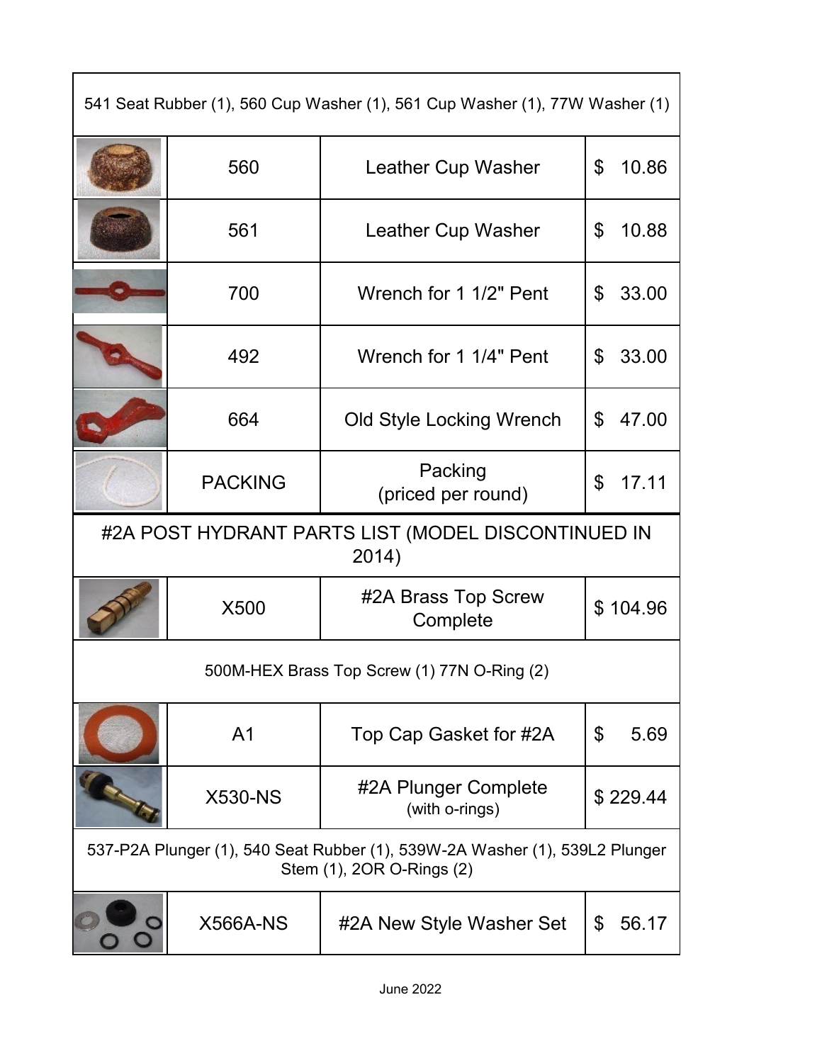| | | | |
|---|---|---|---|
| 541 Seat Rubber (1), 560 Cup Washer (1), 561 Cup Washer (1), 77W Washer (1) | | | |
| | 560 | Leather Cup Washer | $ 10.86 |
| | 561 | Leather Cup Washer | $ 10.88 |
| | 700 | Wrench for 1 1/2" Pent | $ 33.00 |
| | 492 | Wrench for 1 1/4" Pent | $ 33.00 |
| | 664 | Old Style Locking Wrench | $ 47.00 |
| | PACKING | Packing (priced per round) | $ 17.11 |

## #2A POST HYDRANT PARTS LIST (MODEL DISCONTINUED IN 2014)

| | | | |
|---|---|---|---|
| | X500 | #2A Brass Top Screw Complete | $ 104.96 |
| 500M-HEX Brass Top Screw (1) 77N O-Ring (2) | | | |
| | A1 | Top Cap Gasket for #2A | $ 5.69 |
| | X530-NS | #2A Plunger Complete (with o-rings) | $ 229.44 |
| 537-P2A Plunger (1), 540 Seat Rubber (1), 539W-2A Washer (1), 539L2 Plunger Stem (1), 2OR O-Rings (2) | | | |
| | X566A-NS | #2A New Style Washer Set | $ 56.17 |

June 2022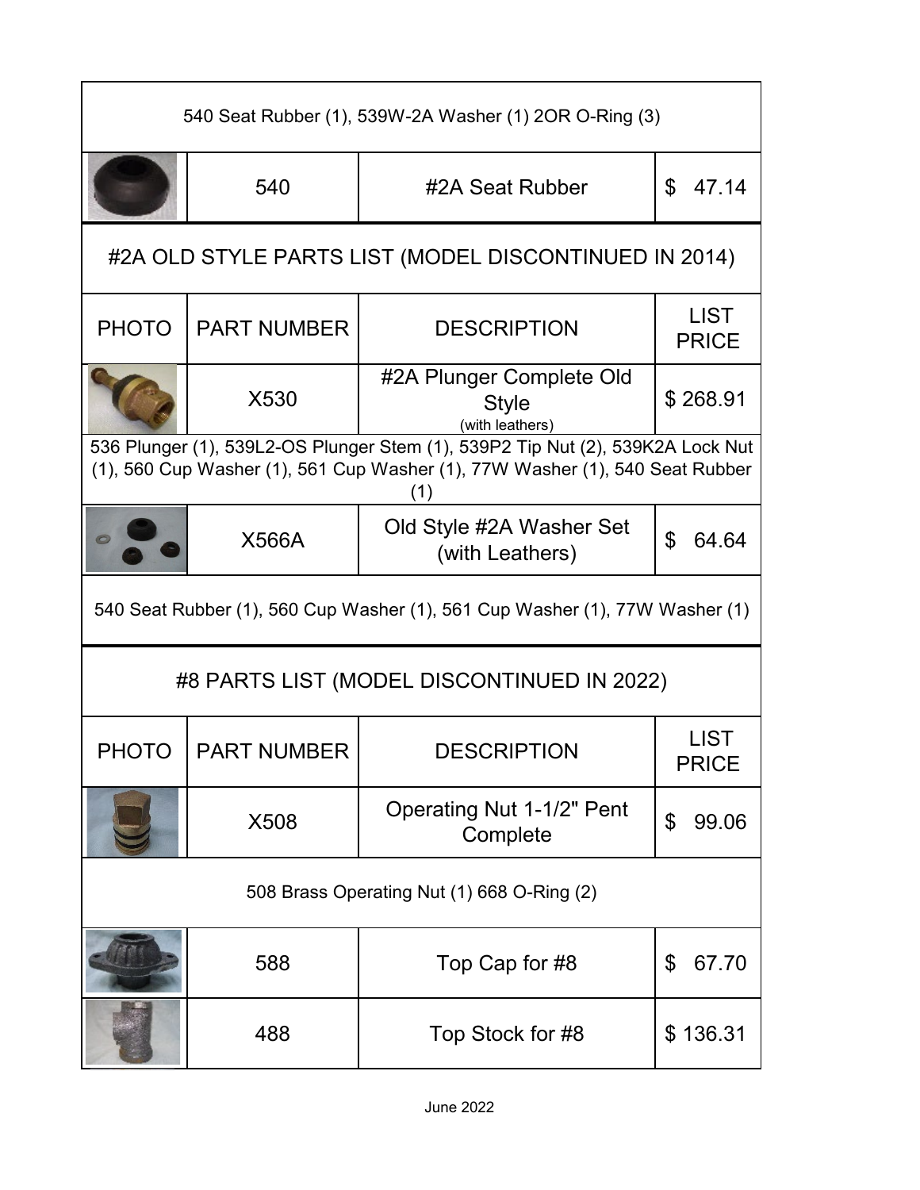| | | | |
|---|---|---|---|
| 540 Seat Rubber (1), 539W-2A Washer (1) 2OR O-Ring (3) | | | |
| | 540 | #2A Seat Rubber | $ 47.14 |

## #2A OLD STYLE PARTS LIST (MODEL DISCONTINUED IN 2014)

| PHOTO | PART NUMBER | DESCRIPTION | LIST PRICE |
|---|---|---|---|
| | X530 | #2A Plunger Complete Old Style (with leathers) | $ 268.91 |
| 536 Plunger (1), 539L2-OS Plunger Stem (1), 539P2 Tip Nut (2), 539K2A Lock Nut (1), 560 Cup Washer (1), 561 Cup Washer (1), 77W Washer (1), 540 Seat Rubber (1) | | | |
| | X566A | Old Style #2A Washer Set (with Leathers) | $ 64.64 |
| 540 Seat Rubber (1), 560 Cup Washer (1), 561 Cup Washer (1), 77W Washer (1) | | | |

## #8 PARTS LIST (MODEL DISCONTINUED IN 2022)

| PHOTO | PART NUMBER | DESCRIPTION | LIST PRICE |
|---|---|---|---|
| | X508 | Operating Nut 1-1/2" Pent Complete | $ 99.06 |
| 508 Brass Operating Nut (1) 668 O-Ring (2) | | | |
| | 588 | Top Cap for #8 | $ 67.70 |
| | 488 | Top Stock for #8 | $ 136.31 |

June 2022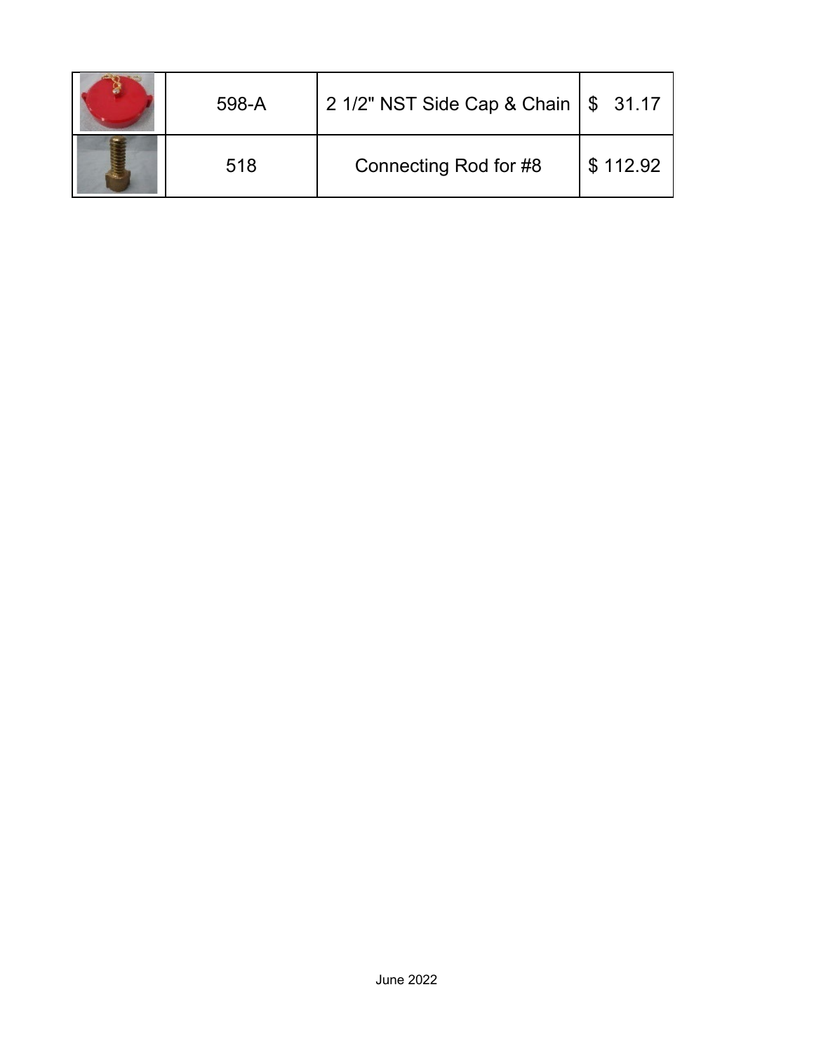| | | | |
|---|---|---|---|
| | 598-A | 2 1/2" NST Side Cap & Chain | $ 31.17 |
| | 518 | Connecting Rod for #8 | $ 112.92 |

June 2022